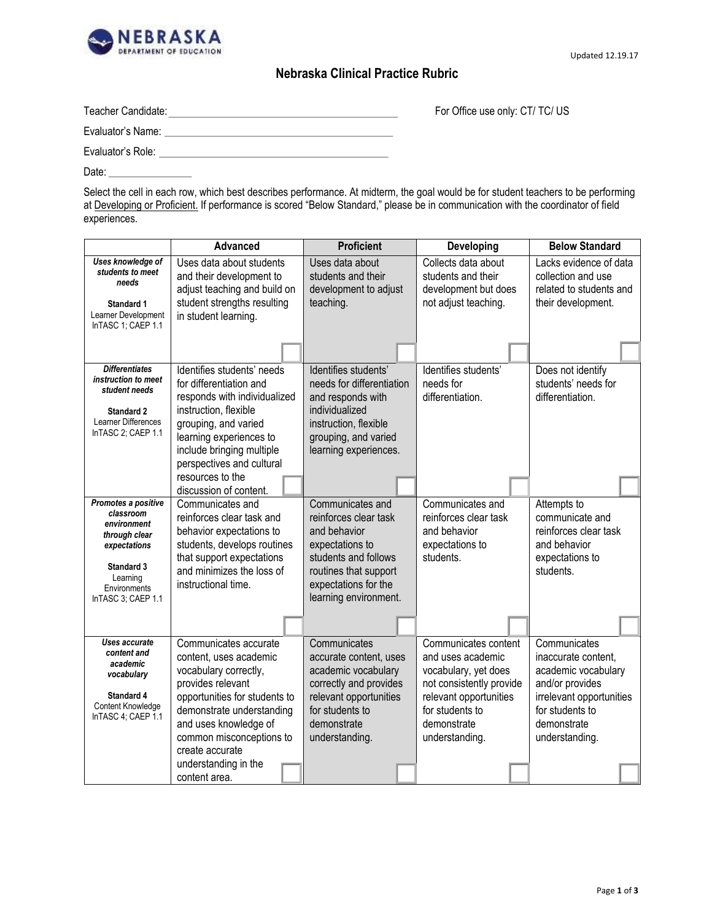NEBRASKA DEPARTMENT OF EDUCATION

Updated 12.19.17

# Nebraska Clinical Practice Rubric

Teacher Candidate: ______________________________ For Office use only: CT/ TC/ US

Evaluator's Name: ______________________________

Evaluator's Role: ______________________________

Date: ____________

Select the cell in each row, which best describes performance. At midterm, the goal would be for student teachers to be performing at <u>Developing or Proficient.</u> If performance is scored "Below Standard," please be in communication with the coordinator of field experiences.

| | Advanced | Proficient | Developing | Below Standard |
|---|---|---|---|---|
| ***Uses knowledge of students to meet needs***<br><br>**Standard 1**<br>Learner Development<br>InTASC 1; CAEP 1.1 | Uses data about students and their development to adjust teaching and build on student strengths resulting in student learning. ☐ | Uses data about students and their development to adjust teaching. ☐ | Collects data about students and their development but does not adjust teaching. ☐ | Lacks evidence of data collection and use related to students and their development. ☐ |
| ***Differentiates instruction to meet student needs***<br><br>**Standard 2**<br>Learner Differences<br>InTASC 2; CAEP 1.1 | Identifies students' needs for differentiation and responds with individualized instruction, flexible grouping, and varied learning experiences to include bringing multiple perspectives and cultural resources to the discussion of content. ☐ | Identifies students' needs for differentiation and responds with individualized instruction, flexible grouping, and varied learning experiences. ☐ | Identifies students' needs for differentiation. ☐ | Does not identify students' needs for differentiation. ☐ |
| ***Promotes a positive classroom environment through clear expectations***<br><br>**Standard 3**<br>Learning Environments<br>InTASC 3; CAEP 1.1 | Communicates and reinforces clear task and behavior expectations to students, develops routines that support expectations and minimizes the loss of instructional time. ☐ | Communicates and reinforces clear task and behavior expectations to students and follows routines that support expectations for the learning environment. ☐ | Communicates and reinforces clear task and behavior expectations to students. ☐ | Attempts to communicate and reinforces clear task and behavior expectations to students. ☐ |
| ***Uses accurate content and academic vocabulary***<br><br>**Standard 4**<br>Content Knowledge<br>InTASC 4; CAEP 1.1 | Communicates accurate content, uses academic vocabulary correctly, provides relevant opportunities for students to demonstrate understanding and uses knowledge of common misconceptions to create accurate understanding in the content area. ☐ | Communicates accurate content, uses academic vocabulary correctly and provides relevant opportunities for students to demonstrate understanding. ☐ | Communicates content and uses academic vocabulary, yet does not consistently provide relevant opportunities for students to demonstrate understanding. ☐ | Communicates inaccurate content, academic vocabulary and/or provides irrelevant opportunities for students to demonstrate understanding. ☐ |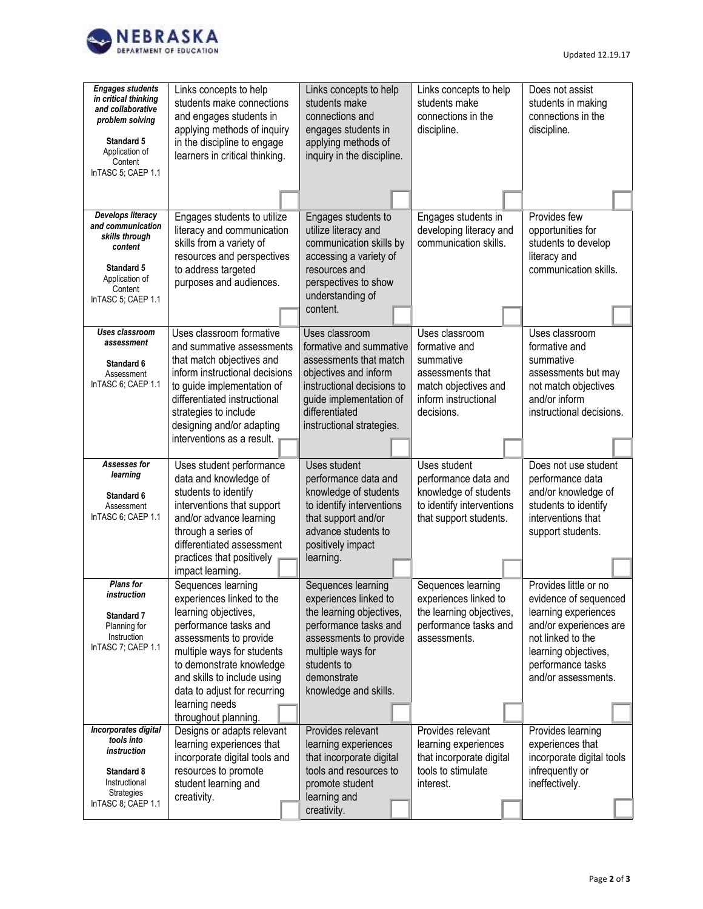| | | | | |
|---|---|---|---|---|
| ***Engages students in critical thinking and collaborative problem solving***<br><br>**Standard 5**<br>Application of Content<br>InTASC 5; CAEP 1.1 | Links concepts to help students make connections and engages students in applying methods of inquiry in the discipline to engage learners in critical thinking. ☐ | Links concepts to help students make connections and engages students in applying methods of inquiry in the discipline. ☐ | Links concepts to help students make connections in the discipline. ☐ | Does not assist students in making connections in the discipline. ☐ |
| ***Develops literacy and communication skills through content***<br><br>**Standard 5**<br>Application of Content<br>InTASC 5; CAEP 1.1 | Engages students to utilize literacy and communication skills from a variety of resources and perspectives to address targeted purposes and audiences. ☐ | Engages students to utilize literacy and communication skills by accessing a variety of resources and perspectives to show understanding of content. ☐ | Engages students in developing literacy and communication skills. ☐ | Provides few opportunities for students to develop literacy and communication skills. ☐ |
| ***Uses classroom assessment***<br><br>**Standard 6**<br>Assessment<br>InTASC 6; CAEP 1.1 | Uses classroom formative and summative assessments that match objectives and inform instructional decisions to guide implementation of differentiated instructional strategies to include designing and/or adapting interventions as a result. ☐ | Uses classroom formative and summative assessments that match objectives and inform instructional decisions to guide implementation of differentiated instructional strategies. ☐ | Uses classroom formative and summative assessments that match objectives and inform instructional decisions. ☐ | Uses classroom formative and summative assessments but may not match objectives and/or inform instructional decisions. ☐ |
| ***Assesses for learning***<br><br>**Standard 6**<br>Assessment<br>InTASC 6; CAEP 1.1 | Uses student performance data and knowledge of students to identify interventions that support and/or advance learning through a series of differentiated assessment practices that positively impact learning. ☐ | Uses student performance data and knowledge of students to identify interventions that support and/or advance students to positively impact learning. ☐ | Uses student performance data and knowledge of students to identify interventions that support students. ☐ | Does not use student performance data and/or knowledge of students to identify interventions that support students. ☐ |
| ***Plans for instruction***<br><br>**Standard 7**<br>Planning for Instruction<br>InTASC 7; CAEP 1.1 | Sequences learning experiences linked to the learning objectives, performance tasks and assessments to provide multiple ways for students to demonstrate knowledge and skills to include using data to adjust for recurring learning needs throughout planning. ☐ | Sequences learning experiences linked to the learning objectives, performance tasks and assessments to provide multiple ways for students to demonstrate knowledge and skills. ☐ | Sequences learning experiences linked to the learning objectives, performance tasks and assessments. ☐ | Provides little or no evidence of sequenced learning experiences and/or experiences are not linked to the learning objectives, performance tasks and/or assessments. ☐ |
| ***Incorporates digital tools into instruction***<br><br>**Standard 8**<br>Instructional Strategies<br>InTASC 8; CAEP 1.1 | Designs or adapts relevant learning experiences that incorporate digital tools and resources to promote student learning and creativity. ☐ | Provides relevant learning experiences that incorporate digital tools and resources to promote student learning and creativity. ☐ | Provides relevant learning experiences that incorporate digital tools to stimulate interest. ☐ | Provides learning experiences that incorporate digital tools infrequently or ineffectively. ☐ |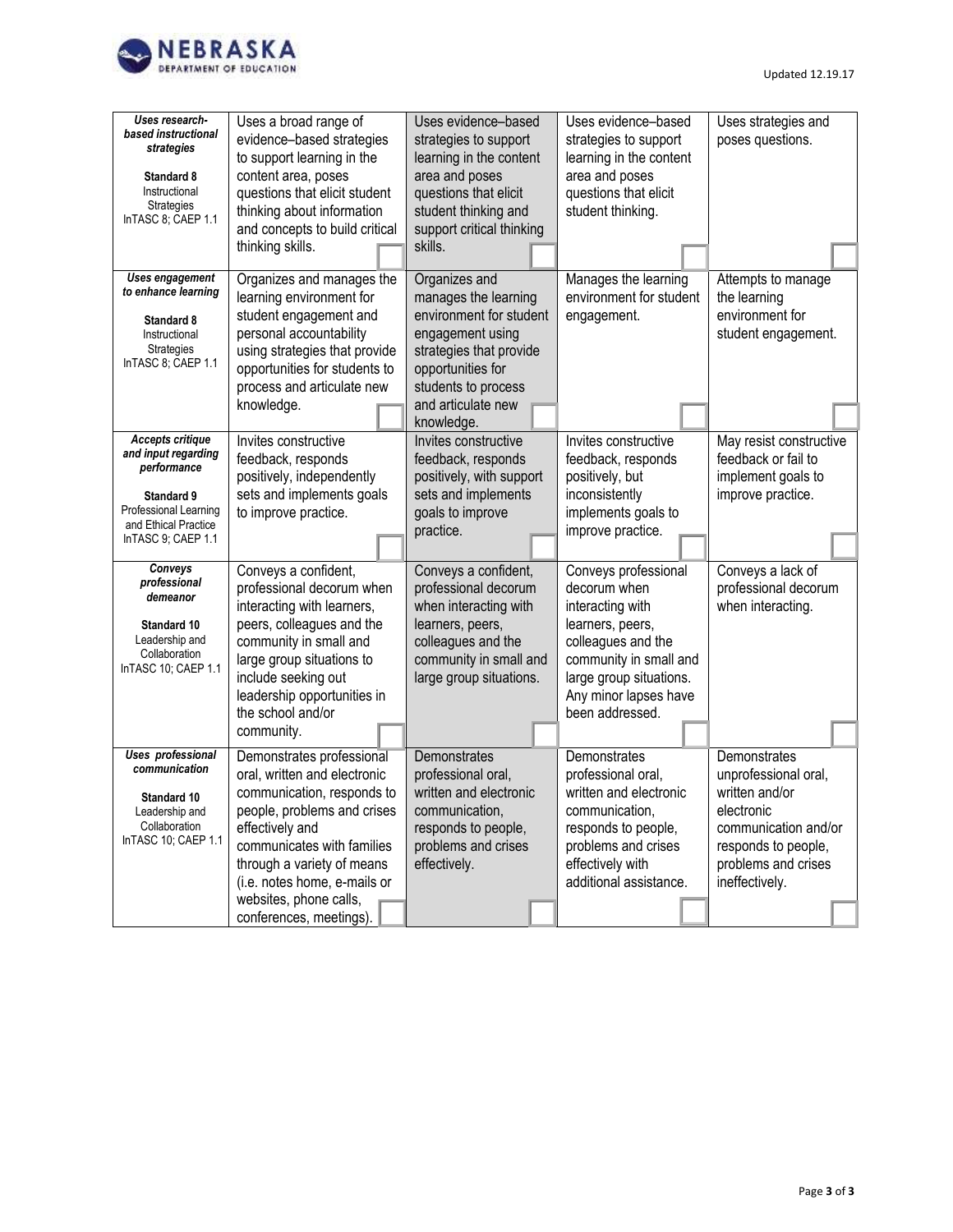| | | | | |
|---|---|---|---|---|
| ***Uses research-based instructional strategies*** <br> **Standard 8** <br> Instructional Strategies <br> InTASC 8; CAEP 1.1 | Uses a broad range of evidence–based strategies to support learning in the content area, poses questions that elicit student thinking about information and concepts to build critical thinking skills. | Uses evidence–based strategies to support learning in the content area and poses questions that elicit student thinking and support critical thinking skills. | Uses evidence–based strategies to support learning in the content area and poses questions that elicit student thinking. | Uses strategies and poses questions. |
| ***Uses engagement to enhance learning*** <br> **Standard 8** <br> Instructional Strategies <br> InTASC 8; CAEP 1.1 | Organizes and manages the learning environment for student engagement and personal accountability using strategies that provide opportunities for students to process and articulate new knowledge. | Organizes and manages the learning environment for student engagement using strategies that provide opportunities for students to process and articulate new knowledge. | Manages the learning environment for student engagement. | Attempts to manage the learning environment for student engagement. |
| ***Accepts critique and input regarding performance*** <br> **Standard 9** <br> Professional Learning and Ethical Practice <br> InTASC 9; CAEP 1.1 | Invites constructive feedback, responds positively, independently sets and implements goals to improve practice. | Invites constructive feedback, responds positively, with support sets and implements goals to improve practice. | Invites constructive feedback, responds positively, but inconsistently implements goals to improve practice. | May resist constructive feedback or fail to implement goals to improve practice. |
| ***Conveys professional demeanor*** <br> **Standard 10** <br> Leadership and Collaboration <br> InTASC 10; CAEP 1.1 | Conveys a confident, professional decorum when interacting with learners, peers, colleagues and the community in small and large group situations to include seeking out leadership opportunities in the school and/or community. | Conveys a confident, professional decorum when interacting with learners, peers, colleagues and the community in small and large group situations. | Conveys professional decorum when interacting with learners, peers, colleagues and the community in small and large group situations. Any minor lapses have been addressed. | Conveys a lack of professional decorum when interacting. |
| ***Uses professional communication*** <br> **Standard 10** <br> Leadership and Collaboration <br> InTASC 10; CAEP 1.1 | Demonstrates professional oral, written and electronic communication, responds to people, problems and crises effectively and communicates with families through a variety of means (i.e. notes home, e-mails or websites, phone calls, conferences, meetings). | Demonstrates professional oral, written and electronic communication, responds to people, problems and crises effectively. | Demonstrates professional oral, written and electronic communication, responds to people, problems and crises effectively with additional assistance. | Demonstrates unprofessional oral, written and/or electronic communication and/or responds to people, problems and crises ineffectively. |